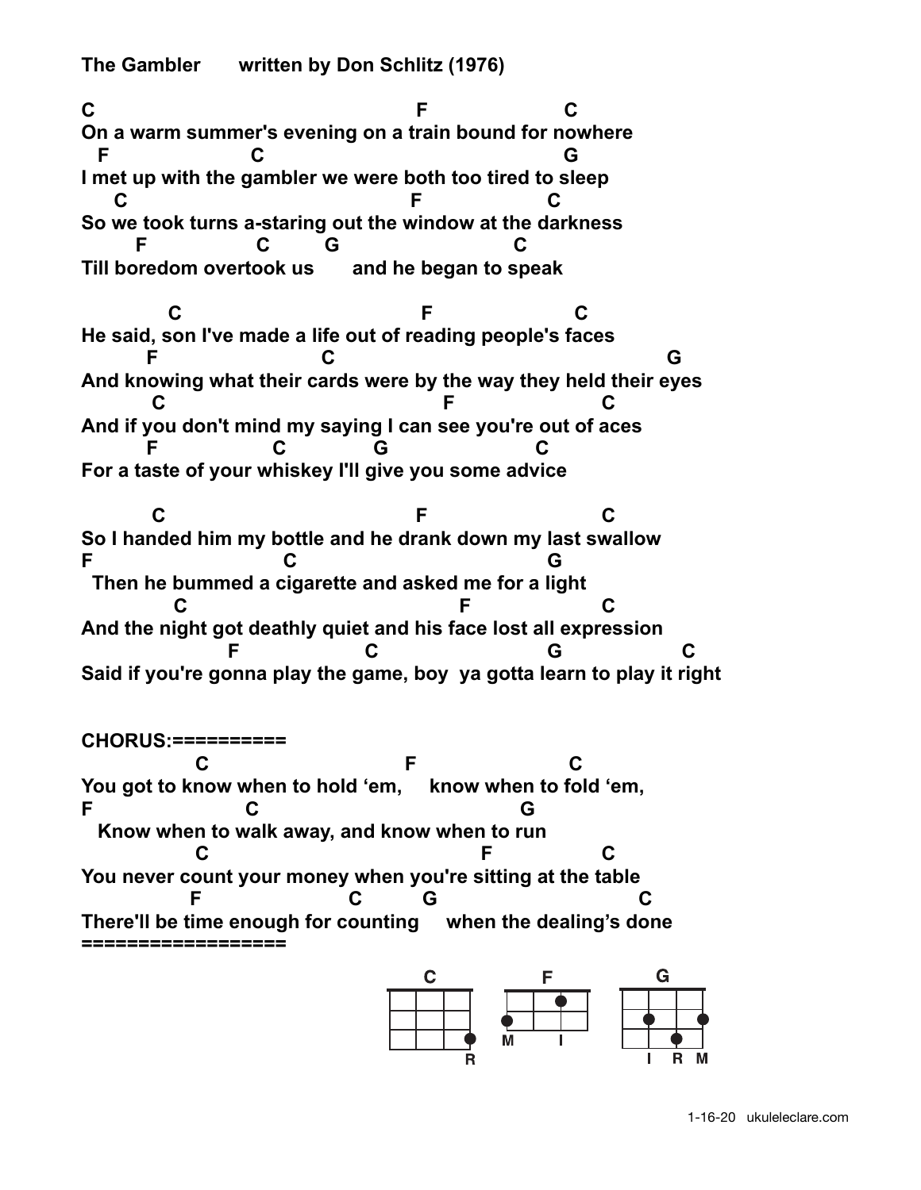**The Gambler       written by Don Schlitz (1976)**

```
C                                          F                 C
On a warm summer's evening on a train bound for nowhere
  F                   C                                      G
I met up with the gambler we were both too tired to sleep
    C                                     F                C
So we took turns a-staring out the window at the darkness
       F               C        G                  C
Till boredom overtook us       and he began to speak

           C                               F                  C
He said, son I've made a life out of reading people's faces
        F                      C                                        G
And knowing what their cards were by the way they held their eyes
       C                                    F                C
And if you don't mind my saying I can see you're out of aces
       F              C            G                 C
For a taste of your whiskey I'll give you some advice

       C                                   F                     C
So I handed him my bottle and he drank down my last swallow
F                       C                                G
  Then he bummed a cigarette and asked me for a light
          C                                      F                C
And the night got deathly quiet and his face lost all expression
                    F                  C                        G                C
Said if you're gonna play the game, boy  ya gotta learn to play it right
```

**CHORUS:==========**

```
              C                          F                      C
You got to know when to hold 'em,     know when to fold 'em,
F                  C                                    G
   Know when to walk away, and know when to run
              C                                      F                C
You never count your money when you're sitting at the table
             F                      C          G                           C
There'll be time enough for counting     when the dealing's done
```

**==================**

C   F   G

R   M I   I R M

1-16-20 ukuleleclare.com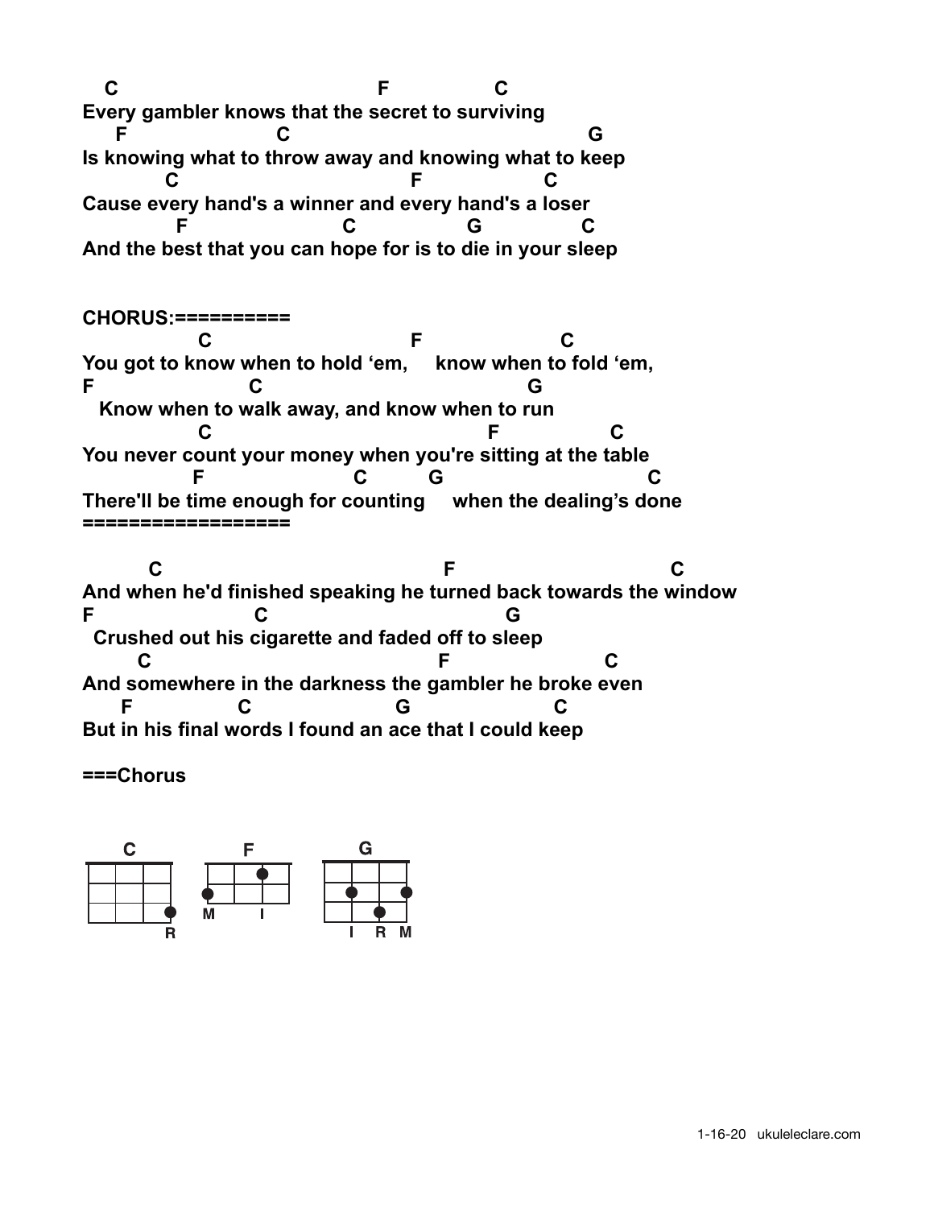```
   C                                   F              C
Every gambler knows that the secret to surviving
    F                C                                    G
Is knowing what to throw away and knowing what to keep
          C                              F            C
Cause every hand's a winner and every hand's a loser
           F                  C            G          C
And the best that you can hope for is to die in your sleep
```

**CHORUS:==========**

```
               C                          F                C
You got to know when to hold 'em,     know when to fold 'em,
F                   C                           G
  Know when to walk away, and know when to run
               C                                 F             C
You never count your money when you're sitting at the table
              F                 C        G                      C
There'll be time enough for counting     when the dealing's done
```

**=================**

```
         C                                     F                           C
And when he'd finished speaking he turned back towards the window
F                   C                               G
  Crushed out his cigarette and faded off to sleep
       C                                     F                    C
And somewhere in the darkness the gambler he broke even
     F             C                    G                  C
But in his final words I found an ace that I could keep
```

**===Chorus**

C
R

F
M I

G
I R M

1-16-20 ukuleleclare.com